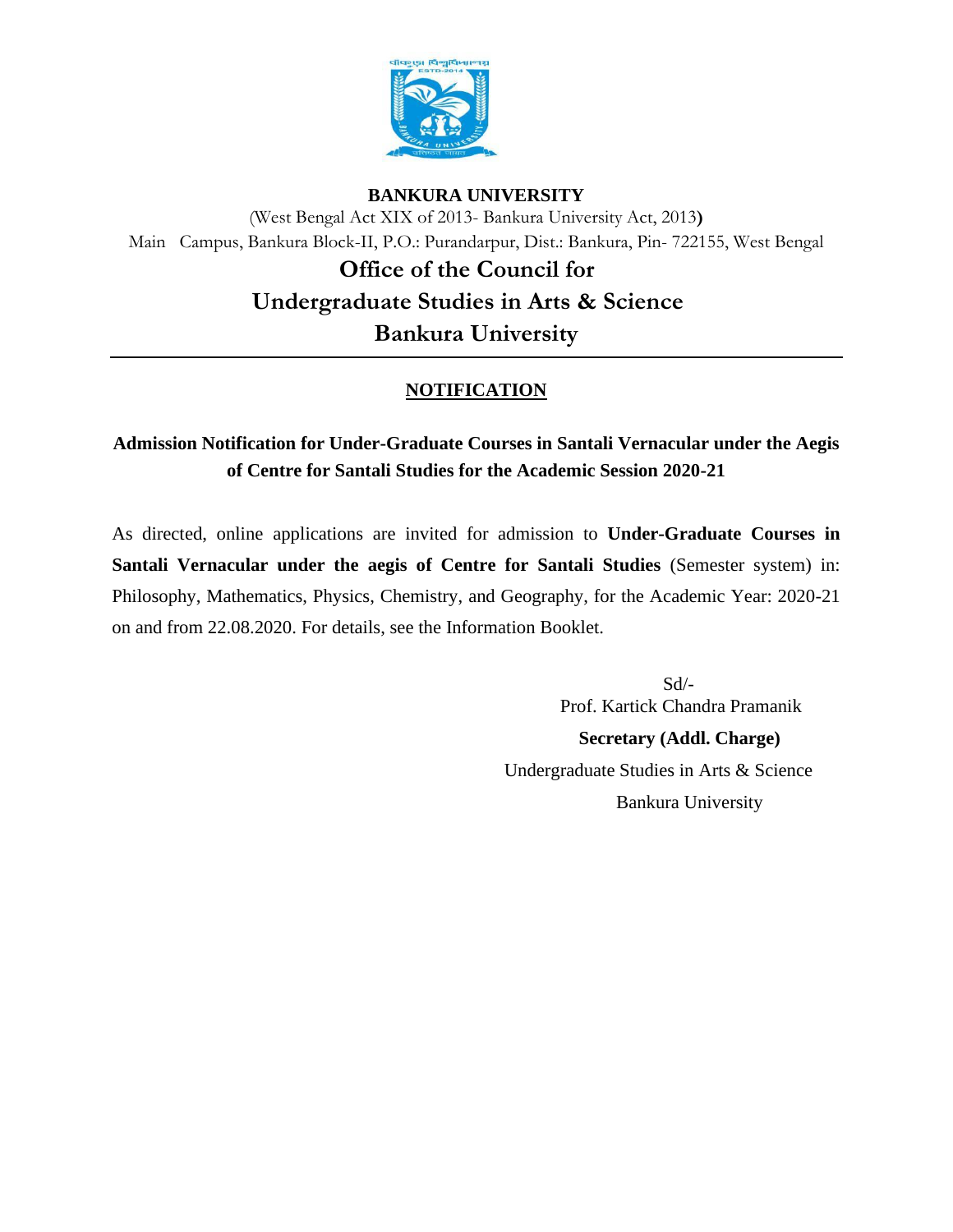**BANKURA UNIVERSITY**

(West Bengal Act XIX of 2013- Bankura University Act, 2013)

Main Campus, Bankura Block-II, P.O.: Purandarpur, Dist.: Bankura, Pin- 722155, West Bengal

# Office of the Council for Undergraduate Studies in Arts & Science Bankura University

## NOTIFICATION

**Admission Notification for Under-Graduate Courses in Santali Vernacular under the Aegis of Centre for Santali Studies for the Academic Session 2020-21**

As directed, online applications are invited for admission to **Under-Graduate Courses in Santali Vernacular under the aegis of Centre for Santali Studies** (Semester system) in: Philosophy, Mathematics, Physics, Chemistry, and Geography, for the Academic Year: 2020-21 on and from 22.08.2020. For details, see the Information Booklet.

Sd/-

Prof. Kartick Chandra Pramanik

**Secretary (Addl. Charge)**

Undergraduate Studies in Arts & Science

Bankura University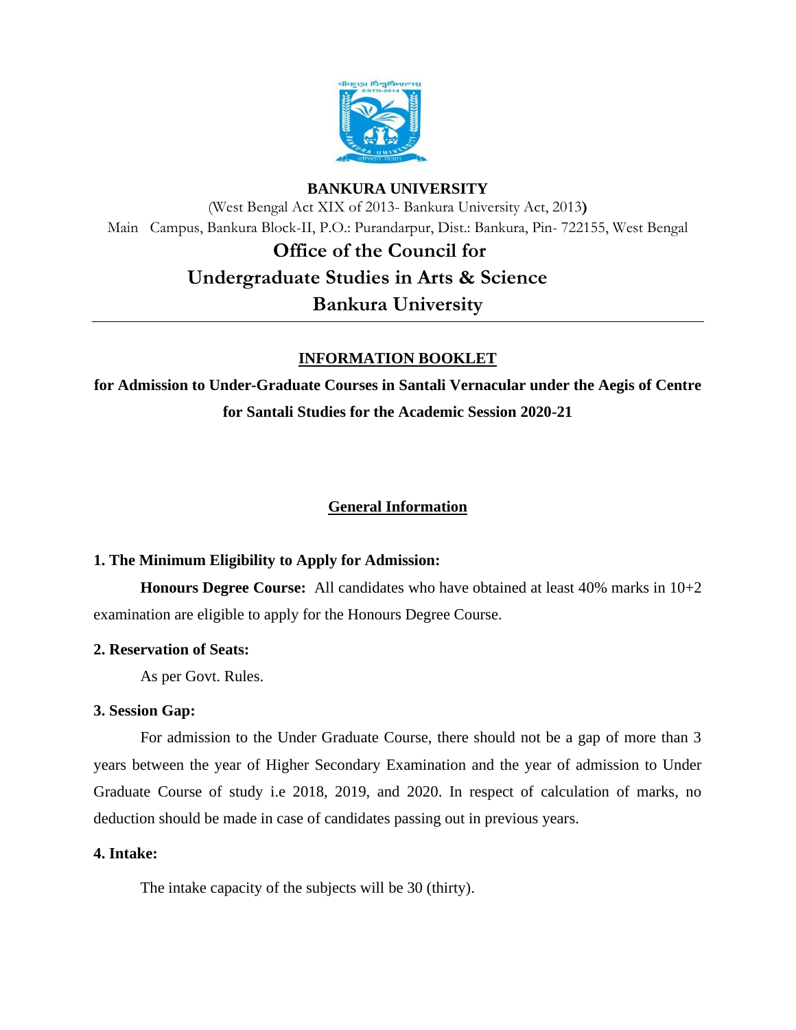# BANKURA UNIVERSITY

(West Bengal Act XIX of 2013- Bankura University Act, 2013**)**

Main Campus, Bankura Block-II, P.O.: Purandarpur, Dist.: Bankura, Pin- 722155, West Bengal

## Office of the Council for Undergraduate Studies in Arts & Science Bankura University

---

### INFORMATION BOOKLET

**for Admission to Under-Graduate Courses in Santali Vernacular under the Aegis of Centre for Santali Studies for the Academic Session 2020-21**

### General Information

**1. The Minimum Eligibility to Apply for Admission:**

**Honours Degree Course:** All candidates who have obtained at least 40% marks in 10+2 examination are eligible to apply for the Honours Degree Course.

**2. Reservation of Seats:**

As per Govt. Rules.

**3. Session Gap:**

For admission to the Under Graduate Course, there should not be a gap of more than 3 years between the year of Higher Secondary Examination and the year of admission to Under Graduate Course of study i.e 2018, 2019, and 2020. In respect of calculation of marks, no deduction should be made in case of candidates passing out in previous years.

**4. Intake:**

The intake capacity of the subjects will be 30 (thirty).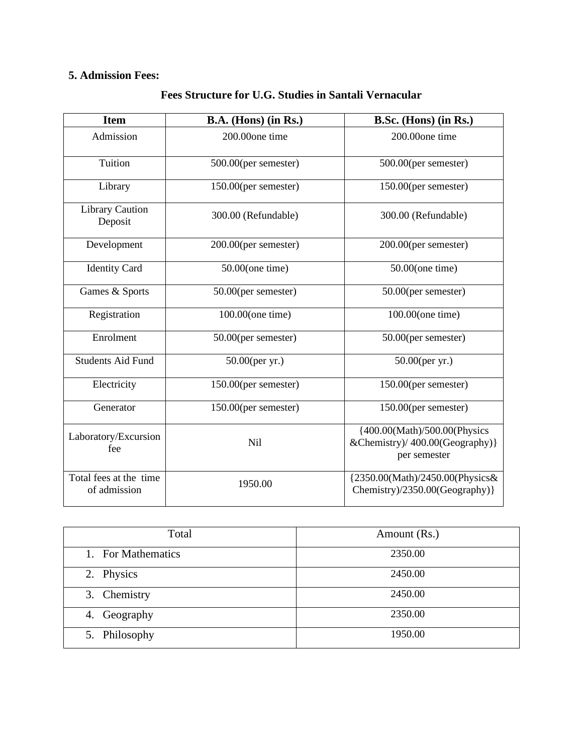**5. Admission Fees:**

**Fees Structure for U.G. Studies in Santali Vernacular**

| Item | B.A. (Hons) (in Rs.) | B.Sc. (Hons) (in Rs.) |
|---|---|---|
| Admission | 200.00one time | 200.00one time |
| Tuition | 500.00(per semester) | 500.00(per semester) |
| Library | 150.00(per semester) | 150.00(per semester) |
| Library Caution Deposit | 300.00 (Refundable) | 300.00 (Refundable) |
| Development | 200.00(per semester) | 200.00(per semester) |
| Identity Card | 50.00(one time) | 50.00(one time) |
| Games & Sports | 50.00(per semester) | 50.00(per semester) |
| Registration | 100.00(one time) | 100.00(one time) |
| Enrolment | 50.00(per semester) | 50.00(per semester) |
| Students Aid Fund | 50.00(per yr.) | 50.00(per yr.) |
| Electricity | 150.00(per semester) | 150.00(per semester) |
| Generator | 150.00(per semester) | 150.00(per semester) |
| Laboratory/Excursion fee | Nil | {400.00(Math)/500.00(Physics &Chemistry)/ 400.00(Geography)} per semester |
| Total fees at the time of admission | 1950.00 | {2350.00(Math)/2450.00(Physics& Chemistry)/2350.00(Geography)} |

| Total | Amount (Rs.) |
|---|---|
| 1. For Mathematics | 2350.00 |
| 2. Physics | 2450.00 |
| 3. Chemistry | 2450.00 |
| 4. Geography | 2350.00 |
| 5. Philosophy | 1950.00 |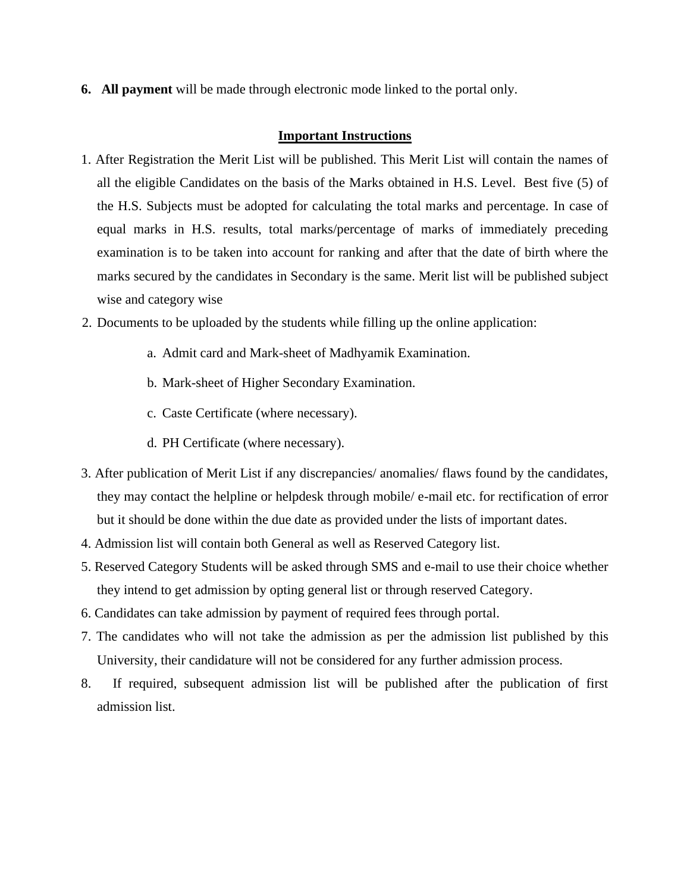6. **All payment** will be made through electronic mode linked to the portal only.

## Important Instructions

1. After Registration the Merit List will be published. This Merit List will contain the names of all the eligible Candidates on the basis of the Marks obtained in H.S. Level. Best five (5) of the H.S. Subjects must be adopted for calculating the total marks and percentage. In case of equal marks in H.S. results, total marks/percentage of marks of immediately preceding examination is to be taken into account for ranking and after that the date of birth where the marks secured by the candidates in Secondary is the same. Merit list will be published subject wise and category wise
2. Documents to be uploaded by the students while filling up the online application:
    a. Admit card and Mark-sheet of Madhyamik Examination.
    b. Mark-sheet of Higher Secondary Examination.
    c. Caste Certificate (where necessary).
    d. PH Certificate (where necessary).
3. After publication of Merit List if any discrepancies/ anomalies/ flaws found by the candidates, they may contact the helpline or helpdesk through mobile/ e-mail etc. for rectification of error but it should be done within the due date as provided under the lists of important dates.
4. Admission list will contain both General as well as Reserved Category list.
5. Reserved Category Students will be asked through SMS and e-mail to use their choice whether they intend to get admission by opting general list or through reserved Category.
6. Candidates can take admission by payment of required fees through portal.
7. The candidates who will not take the admission as per the admission list published by this University, their candidature will not be considered for any further admission process.
8. If required, subsequent admission list will be published after the publication of first admission list.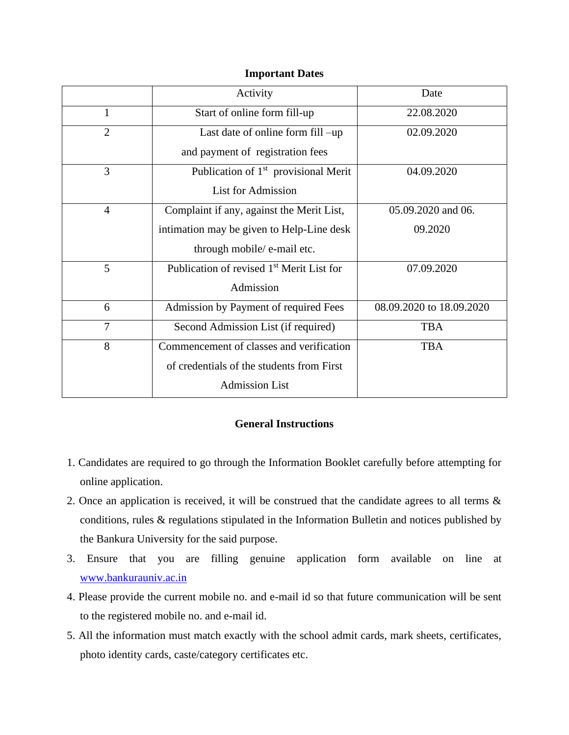## Important Dates

| | Activity | Date |
|---|---|---|
| 1 | Start of online form fill-up | 22.08.2020 |
| 2 | Last date of online form fill –up and payment of registration fees | 02.09.2020 |
| 3 | Publication of 1st provisional Merit List for Admission | 04.09.2020 |
| 4 | Complaint if any, against the Merit List, intimation may be given to Help-Line desk through mobile/ e-mail etc. | 05.09.2020 and 06. 09.2020 |
| 5 | Publication of revised 1st Merit List for Admission | 07.09.2020 |
| 6 | Admission by Payment of required Fees | 08.09.2020 to 18.09.2020 |
| 7 | Second Admission List (if required) | TBA |
| 8 | Commencement of classes and verification of credentials of the students from First Admission List | TBA |

## General Instructions

1. Candidates are required to go through the Information Booklet carefully before attempting for online application.
2. Once an application is received, it will be construed that the candidate agrees to all terms & conditions, rules & regulations stipulated in the Information Bulletin and notices published by the Bankura University for the said purpose.
3. Ensure that you are filling genuine application form available on line at www.bankurauniv.ac.in
4. Please provide the current mobile no. and e-mail id so that future communication will be sent to the registered mobile no. and e-mail id.
5. All the information must match exactly with the school admit cards, mark sheets, certificates, photo identity cards, caste/category certificates etc.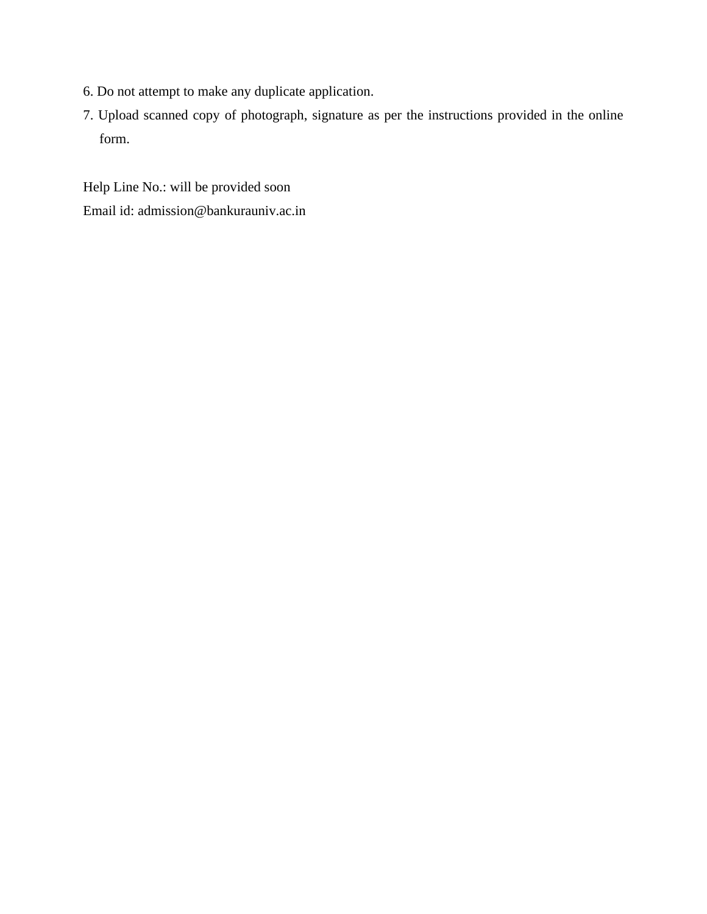6. Do not attempt to make any duplicate application.
7. Upload scanned copy of photograph, signature as per the instructions provided in the online form.

Help Line No.: will be provided soon
Email id: admission@bankurauniv.ac.in